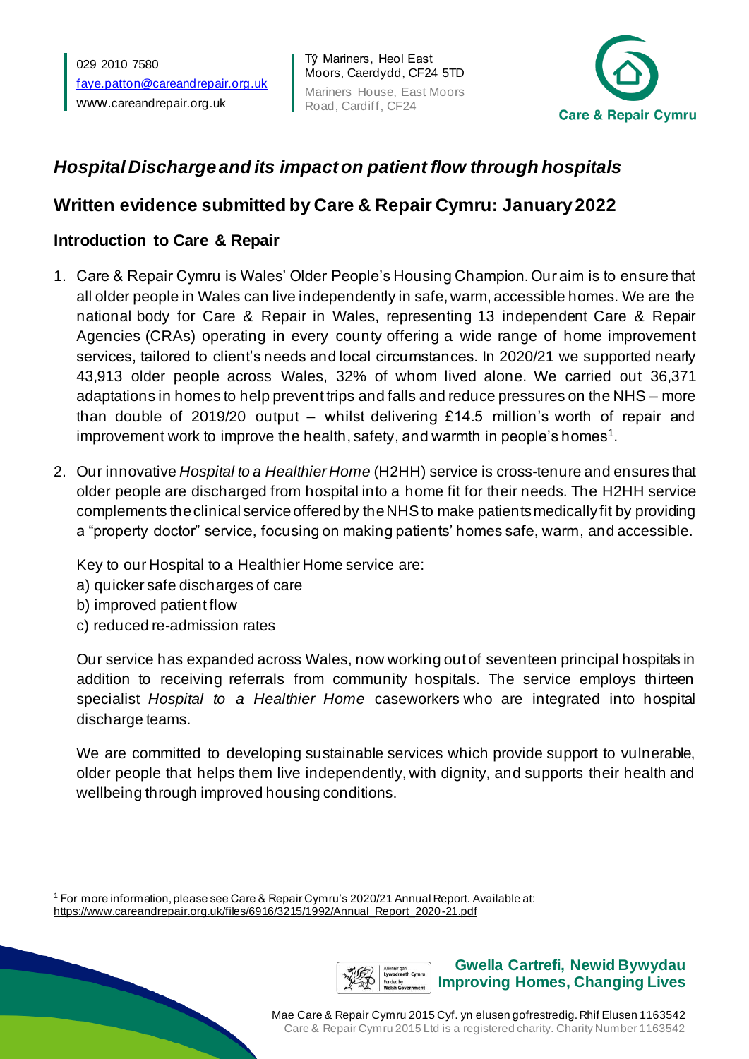029 2010 7580
faye.patton@careandrepair.org.uk
www.careandrepair.org.uk

Tŷ Mariners, Heol East Moors, Caerdydd, CF24 5TD
Mariners House, East Moors Road, Cardiff, CF24

Care & Repair Cymru

## *Hospital Discharge and its impact on patient flow through hospitals*

## Written evidence submitted by Care & Repair Cymru: January 2022

### Introduction to Care & Repair

1. Care & Repair Cymru is Wales' Older People's Housing Champion. Our aim is to ensure that all older people in Wales can live independently in safe, warm, accessible homes. We are the national body for Care & Repair in Wales, representing 13 independent Care & Repair Agencies (CRAs) operating in every county offering a wide range of home improvement services, tailored to client's needs and local circumstances. In 2020/21 we supported nearly 43,913 older people across Wales, 32% of whom lived alone. We carried out 36,371 adaptations in homes to help prevent trips and falls and reduce pressures on the NHS – more than double of 2019/20 output – whilst delivering £14.5 million's worth of repair and improvement work to improve the health, safety, and warmth in people's homes[1].

2. Our innovative *Hospital to a Healthier Home* (H2HH) service is cross-tenure and ensures that older people are discharged from hospital into a home fit for their needs. The H2HH service complements the clinical service offered by the NHS to make patients medically fit by providing a "property doctor" service, focusing on making patients' homes safe, warm, and accessible.

   Key to our Hospital to a Healthier Home service are:
   a) quicker safe discharges of care
   b) improved patient flow
   c) reduced re-admission rates

   Our service has expanded across Wales, now working out of seventeen principal hospitals in addition to receiving referrals from community hospitals. The service employs thirteen specialist *Hospital to a Healthier Home* caseworkers who are integrated into hospital discharge teams.

   We are committed to developing sustainable services which provide support to vulnerable, older people that helps them live independently, with dignity, and supports their health and wellbeing through improved housing conditions.

[1] For more information, please see Care & Repair Cymru's 2020/21 Annual Report. Available at: https://www.careandrepair.org.uk/files/6916/3215/1992/Annual_Report_2020-21.pdf

Gwella Cartrefi, Newid Bywydau
Improving Homes, Changing Lives

Mae Care & Repair Cymru 2015 Cyf. yn elusen gofrestredig. Rhif Elusen 1163542
Care & Repair Cymru 2015 Ltd is a registered charity. Charity Number 1163542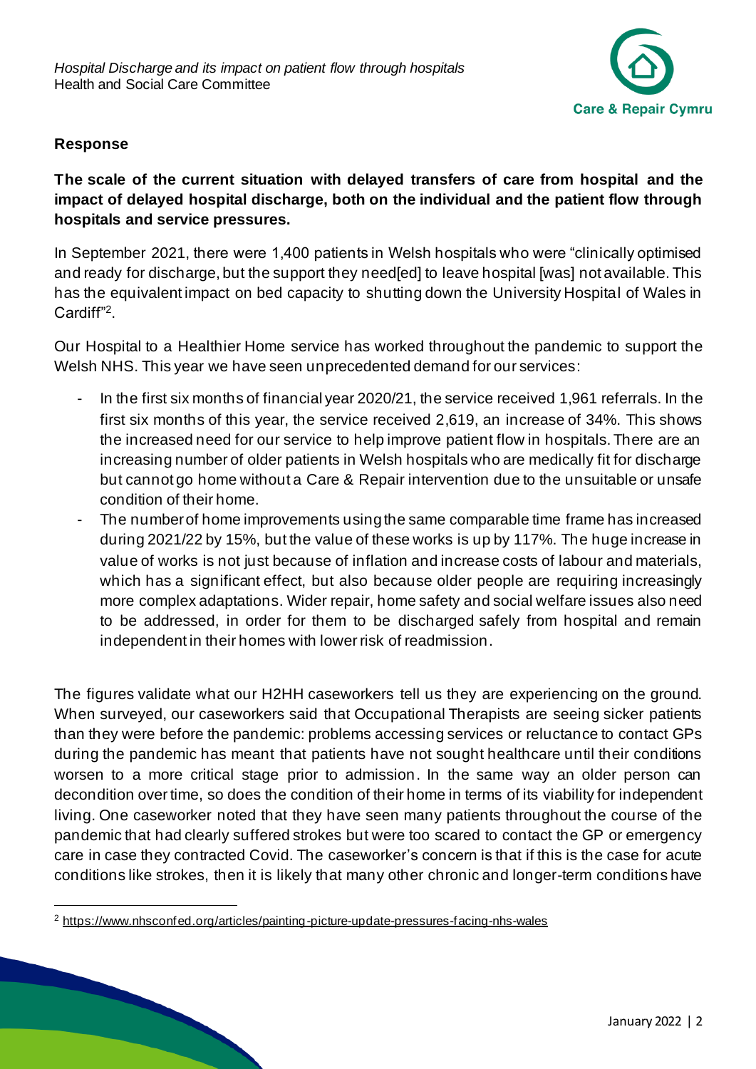## Response

**The scale of the current situation with delayed transfers of care from hospital and the impact of delayed hospital discharge, both on the individual and the patient flow through hospitals and service pressures.**

In September 2021, there were 1,400 patients in Welsh hospitals who were "clinically optimised and ready for discharge, but the support they need[ed] to leave hospital [was] not available. This has the equivalent impact on bed capacity to shutting down the University Hospital of Wales in Cardiff"[2].

Our Hospital to a Healthier Home service has worked throughout the pandemic to support the Welsh NHS. This year we have seen unprecedented demand for our services:

- In the first six months of financial year 2020/21, the service received 1,961 referrals. In the first six months of this year, the service received 2,619, an increase of 34%. This shows the increased need for our service to help improve patient flow in hospitals. There are an increasing number of older patients in Welsh hospitals who are medically fit for discharge but cannot go home without a Care & Repair intervention due to the unsuitable or unsafe condition of their home.
- The number of home improvements using the same comparable time frame has increased during 2021/22 by 15%, but the value of these works is up by 117%. The huge increase in value of works is not just because of inflation and increase costs of labour and materials, which has a significant effect, but also because older people are requiring increasingly more complex adaptations. Wider repair, home safety and social welfare issues also need to be addressed, in order for them to be discharged safely from hospital and remain independent in their homes with lower risk of readmission.

The figures validate what our H2HH caseworkers tell us they are experiencing on the ground. When surveyed, our caseworkers said that Occupational Therapists are seeing sicker patients than they were before the pandemic: problems accessing services or reluctance to contact GPs during the pandemic has meant that patients have not sought healthcare until their conditions worsen to a more critical stage prior to admission. In the same way an older person can decondition over time, so does the condition of their home in terms of its viability for independent living. One caseworker noted that they have seen many patients throughout the course of the pandemic that had clearly suffered strokes but were too scared to contact the GP or emergency care in case they contracted Covid. The caseworker's concern is that if this is the case for acute conditions like strokes, then it is likely that many other chronic and longer-term conditions have

[2] https://www.nhsconfed.org/articles/painting-picture-update-pressures-facing-nhs-wales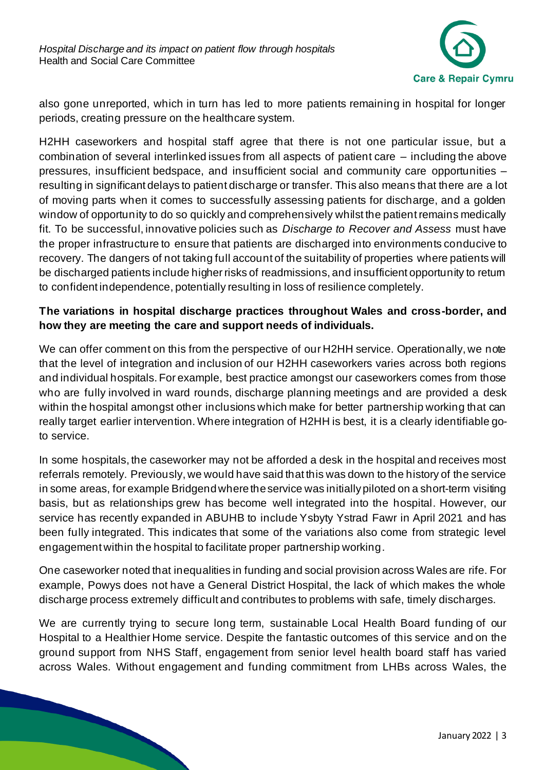also gone unreported, which in turn has led to more patients remaining in hospital for longer periods, creating pressure on the healthcare system.

H2HH caseworkers and hospital staff agree that there is not one particular issue, but a combination of several interlinked issues from all aspects of patient care – including the above pressures, insufficient bedspace, and insufficient social and community care opportunities – resulting in significant delays to patient discharge or transfer. This also means that there are a lot of moving parts when it comes to successfully assessing patients for discharge, and a golden window of opportunity to do so quickly and comprehensively whilst the patient remains medically fit. To be successful, innovative policies such as *Discharge to Recover and Assess* must have the proper infrastructure to ensure that patients are discharged into environments conducive to recovery. The dangers of not taking full account of the suitability of properties where patients will be discharged patients include higher risks of readmissions, and insufficient opportunity to return to confident independence, potentially resulting in loss of resilience completely.

**The variations in hospital discharge practices throughout Wales and cross-border, and how they are meeting the care and support needs of individuals.**

We can offer comment on this from the perspective of our H2HH service. Operationally, we note that the level of integration and inclusion of our H2HH caseworkers varies across both regions and individual hospitals. For example, best practice amongst our caseworkers comes from those who are fully involved in ward rounds, discharge planning meetings and are provided a desk within the hospital amongst other inclusions which make for better partnership working that can really target earlier intervention. Where integration of H2HH is best, it is a clearly identifiable go-to service.

In some hospitals, the caseworker may not be afforded a desk in the hospital and receives most referrals remotely. Previously, we would have said that this was down to the history of the service in some areas, for example Bridgend where the service was initially piloted on a short-term visiting basis, but as relationships grew has become well integrated into the hospital. However, our service has recently expanded in ABUHB to include Ysbyty Ystrad Fawr in April 2021 and has been fully integrated. This indicates that some of the variations also come from strategic level engagement within the hospital to facilitate proper partnership working.

One caseworker noted that inequalities in funding and social provision across Wales are rife. For example, Powys does not have a General District Hospital, the lack of which makes the whole discharge process extremely difficult and contributes to problems with safe, timely discharges.

We are currently trying to secure long term, sustainable Local Health Board funding of our Hospital to a Healthier Home service. Despite the fantastic outcomes of this service and on the ground support from NHS Staff, engagement from senior level health board staff has varied across Wales. Without engagement and funding commitment from LHBs across Wales, the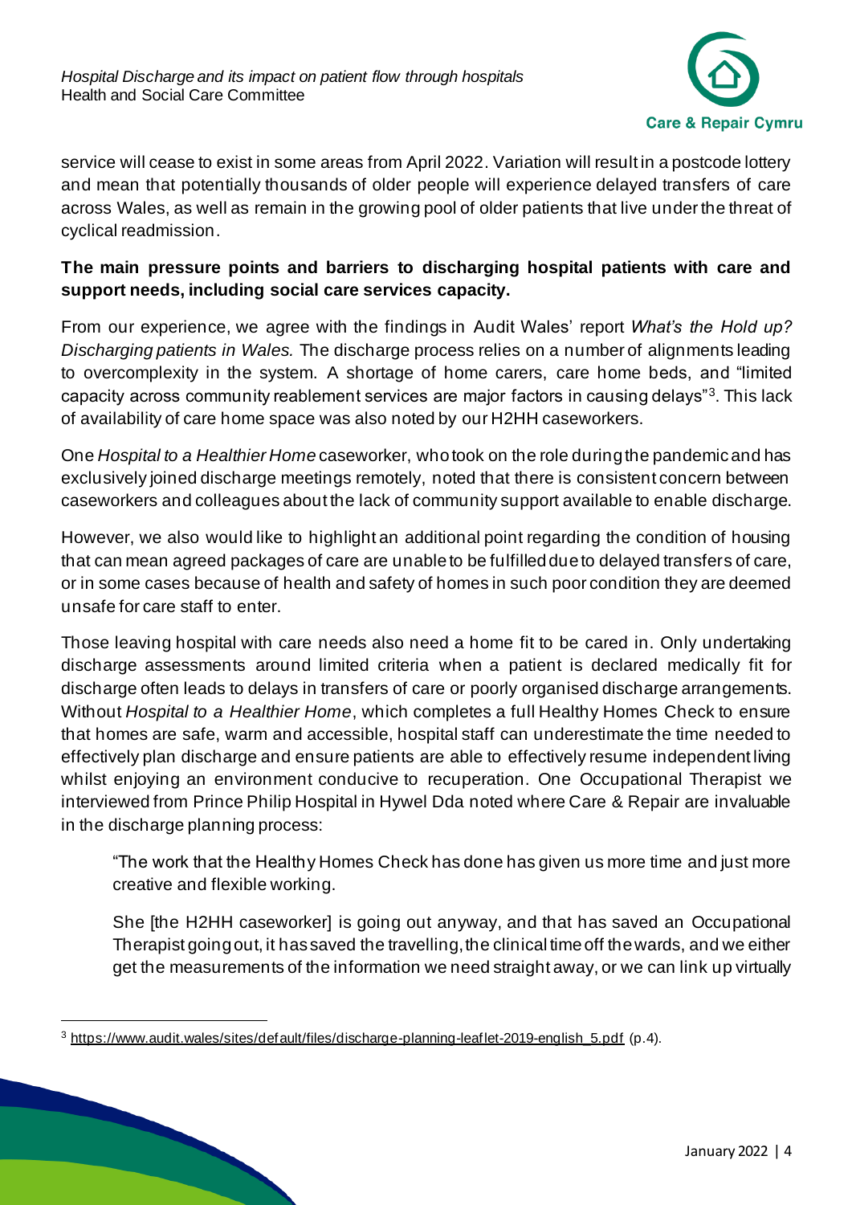service will cease to exist in some areas from April 2022. Variation will result in a postcode lottery and mean that potentially thousands of older people will experience delayed transfers of care across Wales, as well as remain in the growing pool of older patients that live under the threat of cyclical readmission.

**The main pressure points and barriers to discharging hospital patients with care and support needs, including social care services capacity.**

From our experience, we agree with the findings in Audit Wales' report *What's the Hold up? Discharging patients in Wales.* The discharge process relies on a number of alignments leading to overcomplexity in the system. A shortage of home carers, care home beds, and "limited capacity across community reablement services are major factors in causing delays"[3]. This lack of availability of care home space was also noted by our H2HH caseworkers.

One *Hospital to a Healthier Home* caseworker, who took on the role during the pandemic and has exclusively joined discharge meetings remotely, noted that there is consistent concern between caseworkers and colleagues about the lack of community support available to enable discharge.

However, we also would like to highlight an additional point regarding the condition of housing that can mean agreed packages of care are unable to be fulfilled due to delayed transfers of care, or in some cases because of health and safety of homes in such poor condition they are deemed unsafe for care staff to enter.

Those leaving hospital with care needs also need a home fit to be cared in. Only undertaking discharge assessments around limited criteria when a patient is declared medically fit for discharge often leads to delays in transfers of care or poorly organised discharge arrangements. Without *Hospital to a Healthier Home*, which completes a full Healthy Homes Check to ensure that homes are safe, warm and accessible, hospital staff can underestimate the time needed to effectively plan discharge and ensure patients are able to effectively resume independent living whilst enjoying an environment conducive to recuperation. One Occupational Therapist we interviewed from Prince Philip Hospital in Hywel Dda noted where Care & Repair are invaluable in the discharge planning process:

> "The work that the Healthy Homes Check has done has given us more time and just more creative and flexible working.
>
> She [the H2HH caseworker] is going out anyway, and that has saved an Occupational Therapist going out, it has saved the travelling, the clinical time off the wards, and we either get the measurements of the information we need straight away, or we can link up virtually

---

[3] https://www.audit.wales/sites/default/files/discharge-planning-leaflet-2019-english_5.pdf (p.4).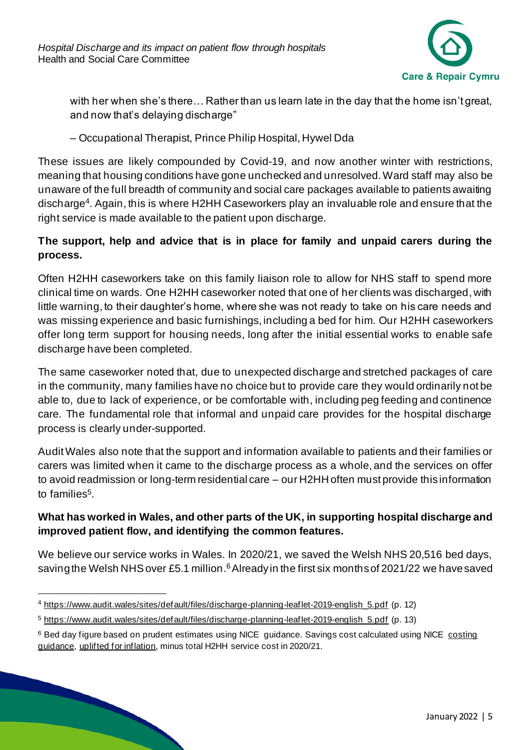with her when she's there… Rather than us learn late in the day that the home isn't great, and now that's delaying discharge"

– Occupational Therapist, Prince Philip Hospital, Hywel Dda

These issues are likely compounded by Covid-19, and now another winter with restrictions, meaning that housing conditions have gone unchecked and unresolved. Ward staff may also be unaware of the full breadth of community and social care packages available to patients awaiting discharge[4]. Again, this is where H2HH Caseworkers play an invaluable role and ensure that the right service is made available to the patient upon discharge.

**The support, help and advice that is in place for family and unpaid carers during the process.**

Often H2HH caseworkers take on this family liaison role to allow for NHS staff to spend more clinical time on wards. One H2HH caseworker noted that one of her clients was discharged, with little warning, to their daughter's home, where she was not ready to take on his care needs and was missing experience and basic furnishings, including a bed for him. Our H2HH caseworkers offer long term support for housing needs, long after the initial essential works to enable safe discharge have been completed.

The same caseworker noted that, due to unexpected discharge and stretched packages of care in the community, many families have no choice but to provide care they would ordinarily not be able to, due to lack of experience, or be comfortable with, including peg feeding and continence care. The fundamental role that informal and unpaid care provides for the hospital discharge process is clearly under-supported.

Audit Wales also note that the support and information available to patients and their families or carers was limited when it came to the discharge process as a whole, and the services on offer to avoid readmission or long-term residential care – our H2HH often must provide this information to families[5].

**What has worked in Wales, and other parts of the UK, in supporting hospital discharge and improved patient flow, and identifying the common features.**

We believe our service works in Wales. In 2020/21, we saved the Welsh NHS 20,516 bed days, saving the Welsh NHS over £5.1 million.[6] Already in the first six months of 2021/22 we have saved

---

[4] https://www.audit.wales/sites/default/files/discharge-planning-leaflet-2019-english_5.pdf (p. 12)

[5] https://www.audit.wales/sites/default/files/discharge-planning-leaflet-2019-english_5.pdf (p. 13)

[6] Bed day figure based on prudent estimates using NICE guidance. Savings cost calculated using NICE costing guidance, uplifted for inflation, minus total H2HH service cost in 2020/21.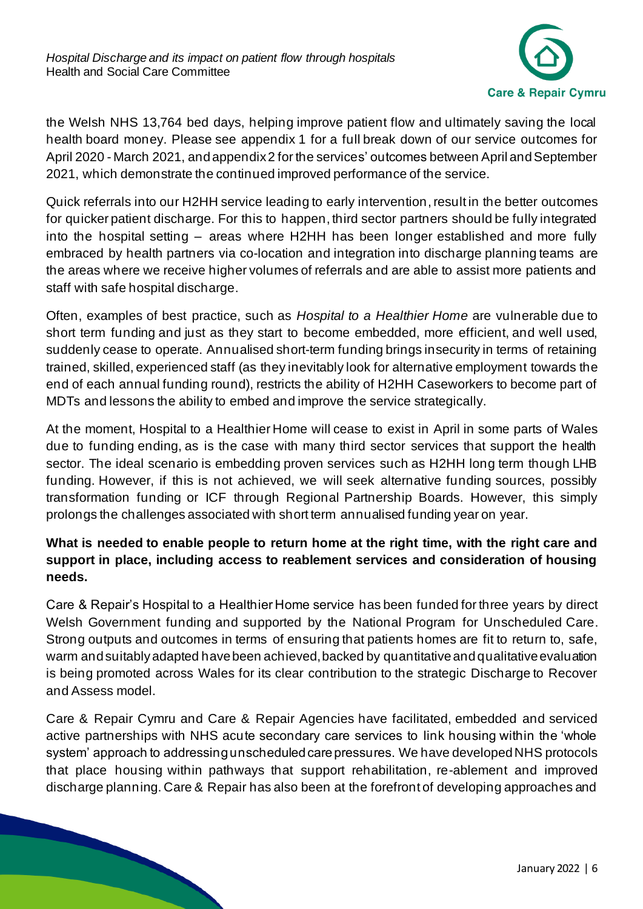the Welsh NHS 13,764 bed days, helping improve patient flow and ultimately saving the local health board money. Please see appendix 1 for a full break down of our service outcomes for April 2020 - March 2021, and appendix 2 for the services' outcomes between April and September 2021, which demonstrate the continued improved performance of the service.

Quick referrals into our H2HH service leading to early intervention, result in the better outcomes for quicker patient discharge. For this to happen, third sector partners should be fully integrated into the hospital setting – areas where H2HH has been longer established and more fully embraced by health partners via co-location and integration into discharge planning teams are the areas where we receive higher volumes of referrals and are able to assist more patients and staff with safe hospital discharge.

Often, examples of best practice, such as *Hospital to a Healthier Home* are vulnerable due to short term funding and just as they start to become embedded, more efficient, and well used, suddenly cease to operate. Annualised short-term funding brings insecurity in terms of retaining trained, skilled, experienced staff (as they inevitably look for alternative employment towards the end of each annual funding round), restricts the ability of H2HH Caseworkers to become part of MDTs and lessons the ability to embed and improve the service strategically.

At the moment, Hospital to a Healthier Home will cease to exist in April in some parts of Wales due to funding ending, as is the case with many third sector services that support the health sector. The ideal scenario is embedding proven services such as H2HH long term though LHB funding. However, if this is not achieved, we will seek alternative funding sources, possibly transformation funding or ICF through Regional Partnership Boards. However, this simply prolongs the challenges associated with short term annualised funding year on year.

**What is needed to enable people to return home at the right time, with the right care and support in place, including access to reablement services and consideration of housing needs.**

Care & Repair's Hospital to a Healthier Home service has been funded for three years by direct Welsh Government funding and supported by the National Program for Unscheduled Care. Strong outputs and outcomes in terms of ensuring that patients homes are fit to return to, safe, warm and suitably adapted have been achieved, backed by quantitative and qualitative evaluation is being promoted across Wales for its clear contribution to the strategic Discharge to Recover and Assess model.

Care & Repair Cymru and Care & Repair Agencies have facilitated, embedded and serviced active partnerships with NHS acute secondary care services to link housing within the 'whole system' approach to addressing unscheduled care pressures. We have developed NHS protocols that place housing within pathways that support rehabilitation, re-ablement and improved discharge planning. Care & Repair has also been at the forefront of developing approaches and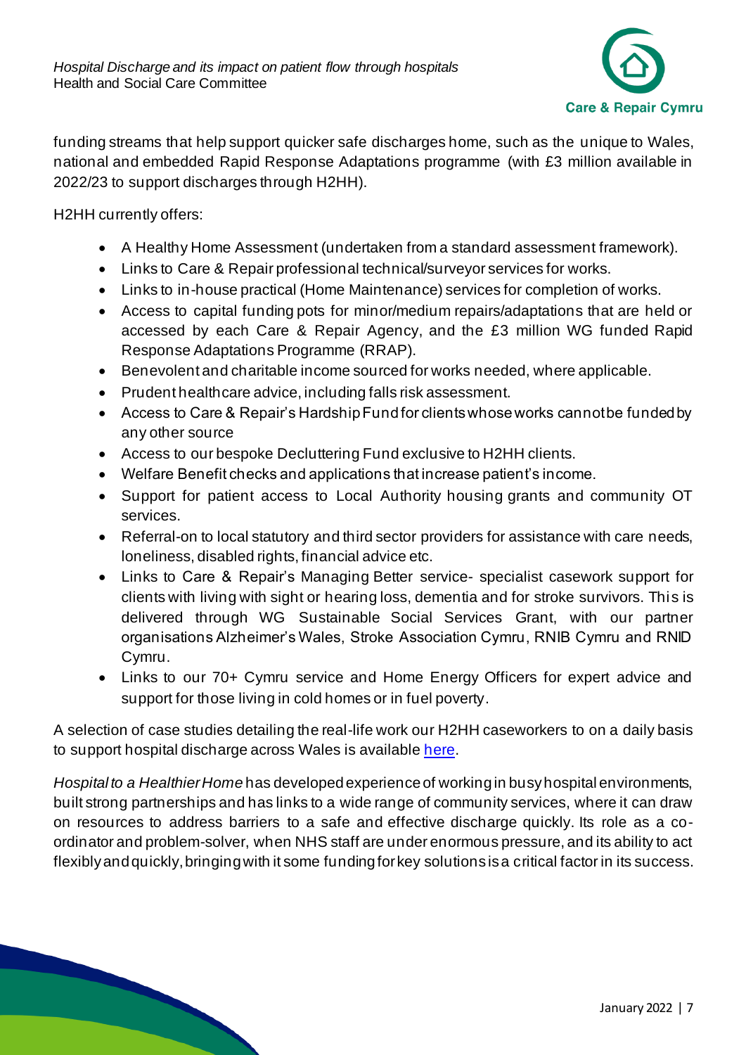funding streams that help support quicker safe discharges home, such as the unique to Wales, national and embedded Rapid Response Adaptations programme (with £3 million available in 2022/23 to support discharges through H2HH).

H2HH currently offers:

- A Healthy Home Assessment (undertaken from a standard assessment framework).
- Links to Care & Repair professional technical/surveyor services for works.
- Links to in-house practical (Home Maintenance) services for completion of works.
- Access to capital funding pots for minor/medium repairs/adaptations that are held or accessed by each Care & Repair Agency, and the £3 million WG funded Rapid Response Adaptations Programme (RRAP).
- Benevolent and charitable income sourced for works needed, where applicable.
- Prudent healthcare advice, including falls risk assessment.
- Access to Care & Repair's Hardship Fund for clients whose works cannot be funded by any other source
- Access to our bespoke Decluttering Fund exclusive to H2HH clients.
- Welfare Benefit checks and applications that increase patient's income.
- Support for patient access to Local Authority housing grants and community OT services.
- Referral-on to local statutory and third sector providers for assistance with care needs, loneliness, disabled rights, financial advice etc.
- Links to Care & Repair's Managing Better service- specialist casework support for clients with living with sight or hearing loss, dementia and for stroke survivors. This is delivered through WG Sustainable Social Services Grant, with our partner organisations Alzheimer's Wales, Stroke Association Cymru, RNIB Cymru and RNID Cymru.
- Links to our 70+ Cymru service and Home Energy Officers for expert advice and support for those living in cold homes or in fuel poverty.

A selection of case studies detailing the real-life work our H2HH caseworkers to on a daily basis to support hospital discharge across Wales is available here.

*Hospital to a Healthier Home* has developed experience of working in busy hospital environments, built strong partnerships and has links to a wide range of community services, where it can draw on resources to address barriers to a safe and effective discharge quickly. Its role as a co-ordinator and problem-solver, when NHS staff are under enormous pressure, and its ability to act flexibly and quickly, bringing with it some funding for key solutions is a critical factor in its success.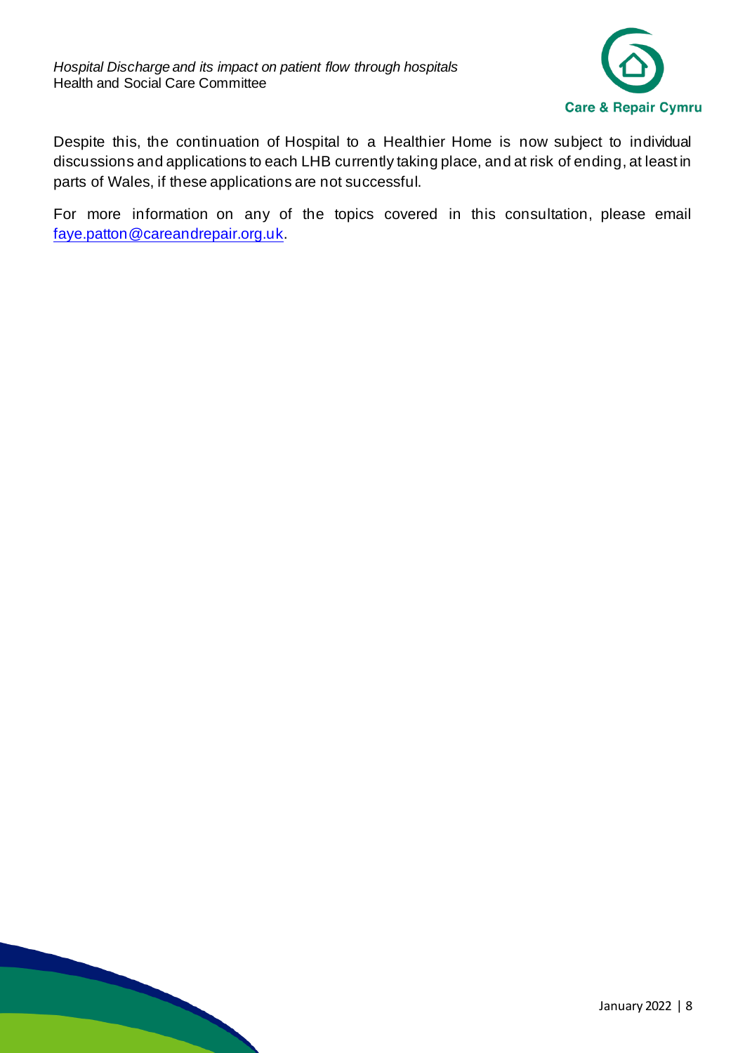Despite this, the continuation of Hospital to a Healthier Home is now subject to individual discussions and applications to each LHB currently taking place, and at risk of ending, at least in parts of Wales, if these applications are not successful.

For more information on any of the topics covered in this consultation, please email faye.patton@careandrepair.org.uk.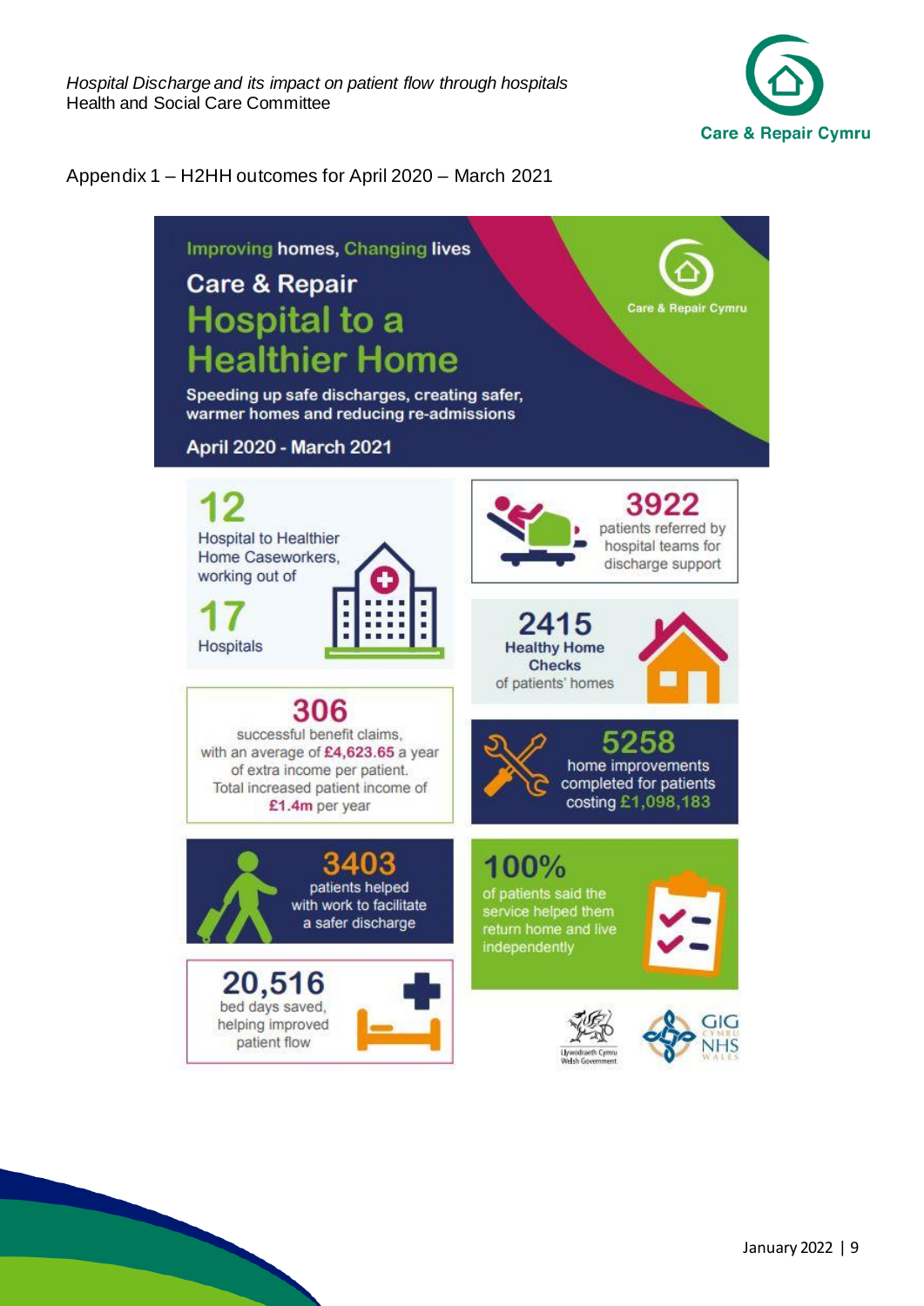Appendix 1 – H2HH outcomes for April 2020 – March 2021

Improving homes, Changing lives

## Care & Repair

# Hospital to a Healthier Home

Speeding up safe discharges, creating safer, warmer homes and reducing re-admissions

**April 2020 - March 2021**

**12** Hospital to Healthier Home Caseworkers, working out of **17** Hospitals

**3922** patients referred by hospital teams for discharge support

**2415** Healthy Home Checks of patients' homes

**306** successful benefit claims, with an average of **£4,623.65** a year of extra income per patient. Total increased patient income of **£1.4m** per year

**5258** home improvements completed for patients costing **£1,098,183**

**3403** patients helped with work to facilitate a safer discharge

**100%** of patients said the service helped them return home and live independently

**20,516** bed days saved, helping improved patient flow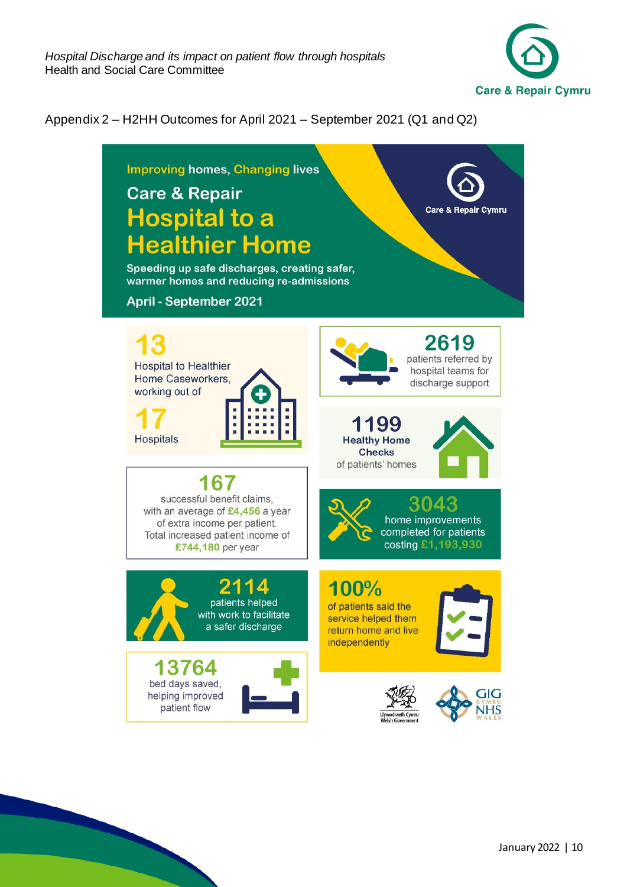Appendix 2 – H2HH Outcomes for April 2021 – September 2021 (Q1 and Q2)

Improving homes, Changing lives

Care & Repair

# Hospital to a Healthier Home

Speeding up safe discharges, creating safer, warmer homes and reducing re-admissions

April - September 2021

Care & Repair Cymru

**13**
Hospital to Healthier Home Caseworkers, working out of
**17**
Hospitals

**2619**
patients referred by hospital teams for discharge support

**1199**
Healthy Home Checks of patients' homes

**167**
successful benefit claims, with an average of **£4,456** a year of extra income per patient. Total increased patient income of **£744,180** per year

**3043**
home improvements completed for patients costing **£1,193,930**

**2114**
patients helped with work to facilitate a safer discharge

**100%**
of patients said the service helped them return home and live independently

**13764**
bed days saved, helping improved patient flow

Llywodraeth Cymru Welsh Government

GIG CYMRU NHS WALES